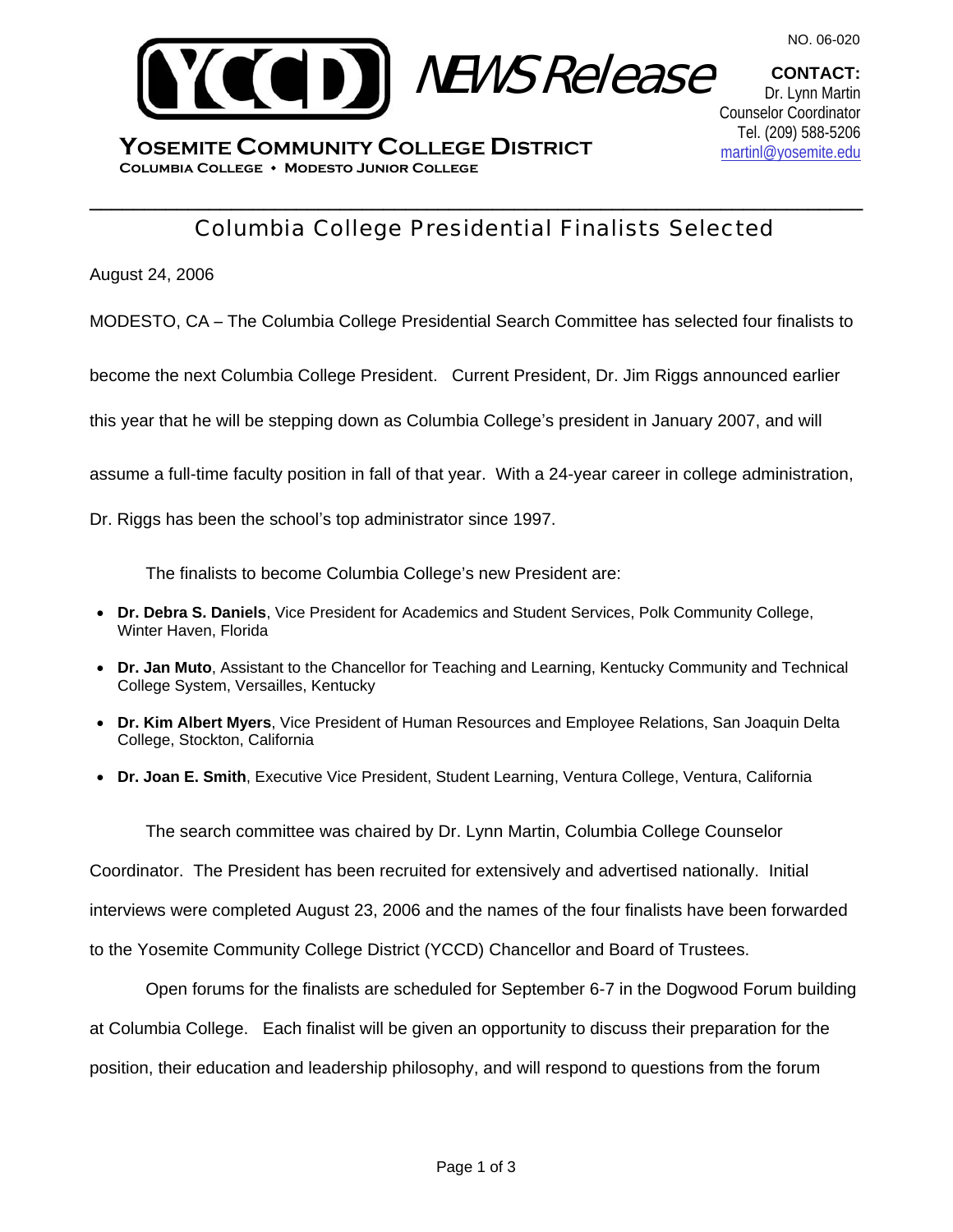NO. 06-020

YCCD NEWS Release

**CONTACT:**
Dr. Lynn Martin
Counselor Coordinator
Tel. (209) 588-5206
martinl@yosemite.edu

**YOSEMITE COMMUNITY COLLEGE DISTRICT**
**COLUMBIA COLLEGE • MODESTO JUNIOR COLLEGE**

---

# Columbia College Presidential Finalists Selected

August 24, 2006

MODESTO, CA – The Columbia College Presidential Search Committee has selected four finalists to become the next Columbia College President. Current President, Dr. Jim Riggs announced earlier this year that he will be stepping down as Columbia College's president in January 2007, and will assume a full-time faculty position in fall of that year. With a 24-year career in college administration, Dr. Riggs has been the school's top administrator since 1997.

The finalists to become Columbia College's new President are:

- **Dr. Debra S. Daniels**, Vice President for Academics and Student Services, Polk Community College, Winter Haven, Florida
- **Dr. Jan Muto**, Assistant to the Chancellor for Teaching and Learning, Kentucky Community and Technical College System, Versailles, Kentucky
- **Dr. Kim Albert Myers**, Vice President of Human Resources and Employee Relations, San Joaquin Delta College, Stockton, California
- **Dr. Joan E. Smith**, Executive Vice President, Student Learning, Ventura College, Ventura, California

The search committee was chaired by Dr. Lynn Martin, Columbia College Counselor Coordinator. The President has been recruited for extensively and advertised nationally. Initial interviews were completed August 23, 2006 and the names of the four finalists have been forwarded to the Yosemite Community College District (YCCD) Chancellor and Board of Trustees.

Open forums for the finalists are scheduled for September 6-7 in the Dogwood Forum building at Columbia College. Each finalist will be given an opportunity to discuss their preparation for the position, their education and leadership philosophy, and will respond to questions from the forum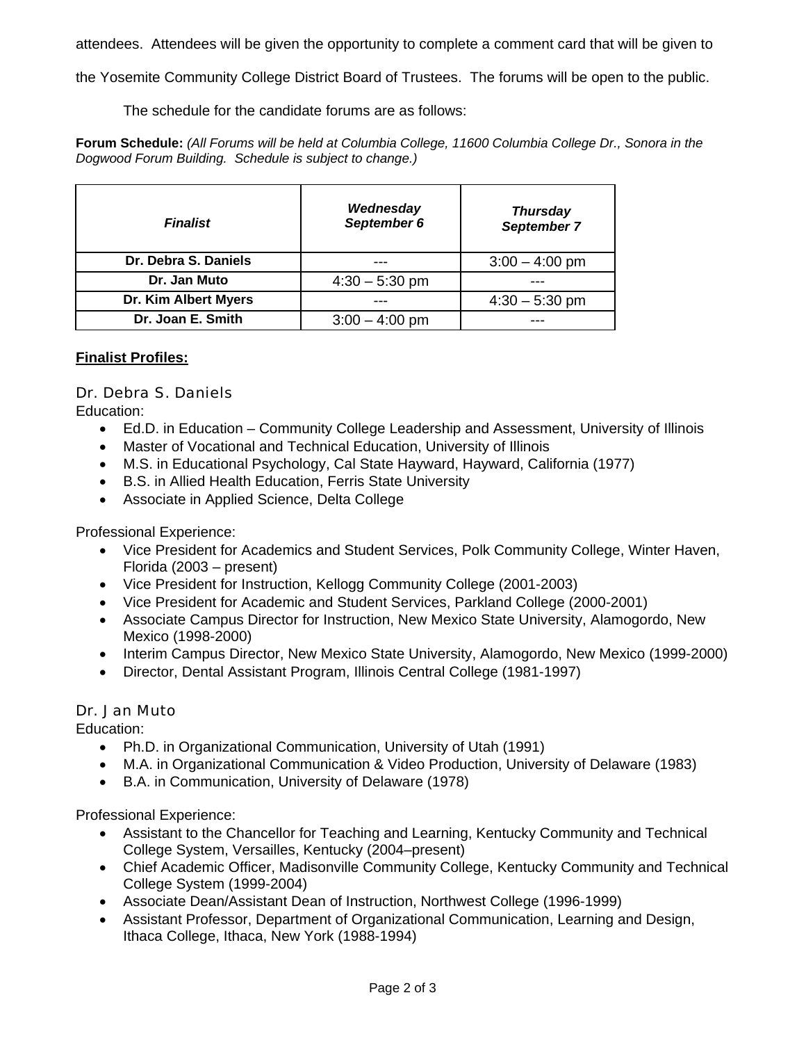attendees. Attendees will be given the opportunity to complete a comment card that will be given to the Yosemite Community College District Board of Trustees. The forums will be open to the public.

The schedule for the candidate forums are as follows:

**Forum Schedule:** *(All Forums will be held at Columbia College, 11600 Columbia College Dr., Sonora in the Dogwood Forum Building. Schedule is subject to change.)*

| ***Finalist*** | ***Wednesday September 6*** | ***Thursday September 7*** |
|---|---|---|
| **Dr. Debra S. Daniels** | --- | 3:00 – 4:00 pm |
| **Dr. Jan Muto** | 4:30 – 5:30 pm | --- |
| **Dr. Kim Albert Myers** | --- | 4:30 – 5:30 pm |
| **Dr. Joan E. Smith** | 3:00 – 4:00 pm | --- |

**Finalist Profiles:**

### Dr. Debra S. Daniels

Education:

- Ed.D. in Education – Community College Leadership and Assessment, University of Illinois
- Master of Vocational and Technical Education, University of Illinois
- M.S. in Educational Psychology, Cal State Hayward, Hayward, California (1977)
- B.S. in Allied Health Education, Ferris State University
- Associate in Applied Science, Delta College

Professional Experience:

- Vice President for Academics and Student Services, Polk Community College, Winter Haven, Florida (2003 – present)
- Vice President for Instruction, Kellogg Community College (2001-2003)
- Vice President for Academic and Student Services, Parkland College (2000-2001)
- Associate Campus Director for Instruction, New Mexico State University, Alamogordo, New Mexico (1998-2000)
- Interim Campus Director, New Mexico State University, Alamogordo, New Mexico (1999-2000)
- Director, Dental Assistant Program, Illinois Central College (1981-1997)

### Dr. Jan Muto

Education:

- Ph.D. in Organizational Communication, University of Utah (1991)
- M.A. in Organizational Communication & Video Production, University of Delaware (1983)
- B.A. in Communication, University of Delaware (1978)

Professional Experience:

- Assistant to the Chancellor for Teaching and Learning, Kentucky Community and Technical College System, Versailles, Kentucky (2004–present)
- Chief Academic Officer, Madisonville Community College, Kentucky Community and Technical College System (1999-2004)
- Associate Dean/Assistant Dean of Instruction, Northwest College (1996-1999)
- Assistant Professor, Department of Organizational Communication, Learning and Design, Ithaca College, Ithaca, New York (1988-1994)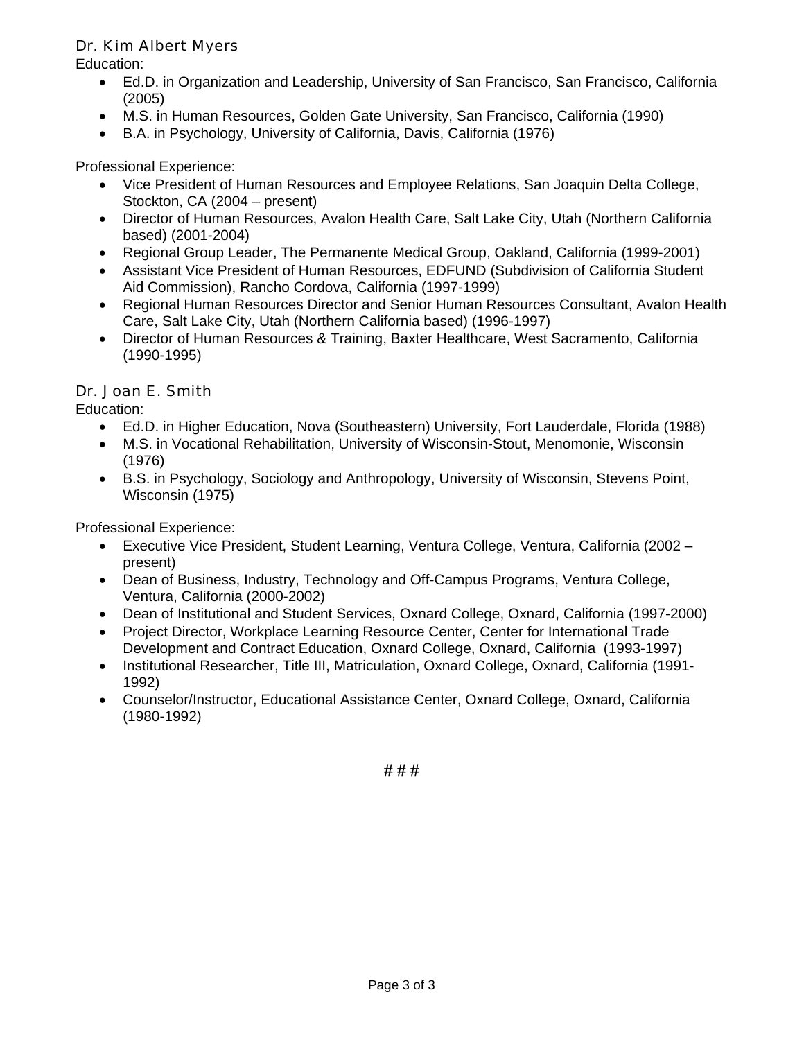## Dr. Kim Albert Myers

Education:

- Ed.D. in Organization and Leadership, University of San Francisco, San Francisco, California (2005)
- M.S. in Human Resources, Golden Gate University, San Francisco, California (1990)
- B.A. in Psychology, University of California, Davis, California (1976)

Professional Experience:

- Vice President of Human Resources and Employee Relations, San Joaquin Delta College, Stockton, CA (2004 – present)
- Director of Human Resources, Avalon Health Care, Salt Lake City, Utah (Northern California based) (2001-2004)
- Regional Group Leader, The Permanente Medical Group, Oakland, California (1999-2001)
- Assistant Vice President of Human Resources, EDFUND (Subdivision of California Student Aid Commission), Rancho Cordova, California (1997-1999)
- Regional Human Resources Director and Senior Human Resources Consultant, Avalon Health Care, Salt Lake City, Utah (Northern California based) (1996-1997)
- Director of Human Resources & Training, Baxter Healthcare, West Sacramento, California (1990-1995)

## Dr. Joan E. Smith

Education:

- Ed.D. in Higher Education, Nova (Southeastern) University, Fort Lauderdale, Florida (1988)
- M.S. in Vocational Rehabilitation, University of Wisconsin-Stout, Menomonie, Wisconsin (1976)
- B.S. in Psychology, Sociology and Anthropology, University of Wisconsin, Stevens Point, Wisconsin (1975)

Professional Experience:

- Executive Vice President, Student Learning, Ventura College, Ventura, California (2002 – present)
- Dean of Business, Industry, Technology and Off-Campus Programs, Ventura College, Ventura, California (2000-2002)
- Dean of Institutional and Student Services, Oxnard College, Oxnard, California (1997-2000)
- Project Director, Workplace Learning Resource Center, Center for International Trade Development and Contract Education, Oxnard College, Oxnard, California (1993-1997)
- Institutional Researcher, Title III, Matriculation, Oxnard College, Oxnard, California (1991-1992)
- Counselor/Instructor, Educational Assistance Center, Oxnard College, Oxnard, California (1980-1992)

# # #